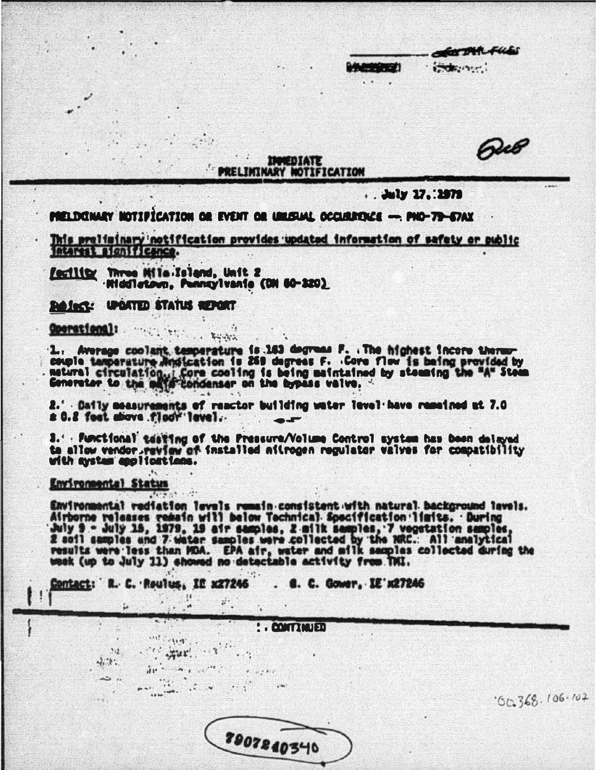# IMMEDIATE
# PRELIMINARY NOTIFICATION

July 17, 1979

PRELIMINARY NOTIFICATION OR EVENT OR UNUSUAL OCCURRENCE — PNO-79-67AX

This preliminary notification provides updated information of safety or public interest significance.

Facility: Three Mile Island, Unit 2
Middletown, Pennsylvania (DN 50-320)

Subject: UPDATED STATUS REPORT

Operational:

1. Average coolant temperature is 163 degrees F. The highest incore thermocouple temperature indication is 259 degrees F. Core flow is being provided by natural circulation. Core cooling is being maintained by steaming the "A" Steam Generator to the main condenser on the bypass valve.

2. Daily measurements of reactor building water level have remained at 7.0 ± 0.2 feet above floor level.

3. Functional testing of the Pressure/Volume Control system has been delayed to allow vendor review of installed nitrogen regulator valves for compatibility with system applications.

Environmental Status

Environmental radiation levels remain consistent with natural background levels. Airborne releases remain will below Technical Specification limits. During July 9 - July 15, 1979, 19 air samples, 2 milk samples, 7 vegetation samples, 2 soil samples and 7 water samples were collected by the NRC. All analytical results were less than MDA. EPA air, water and milk samples collected during the week (up to July 11) showed no detectable activity from TMI.

Contact: R. C. Roulus, IE x27246 . G. C. Gower, IE x27246

CONTINUED

7907240340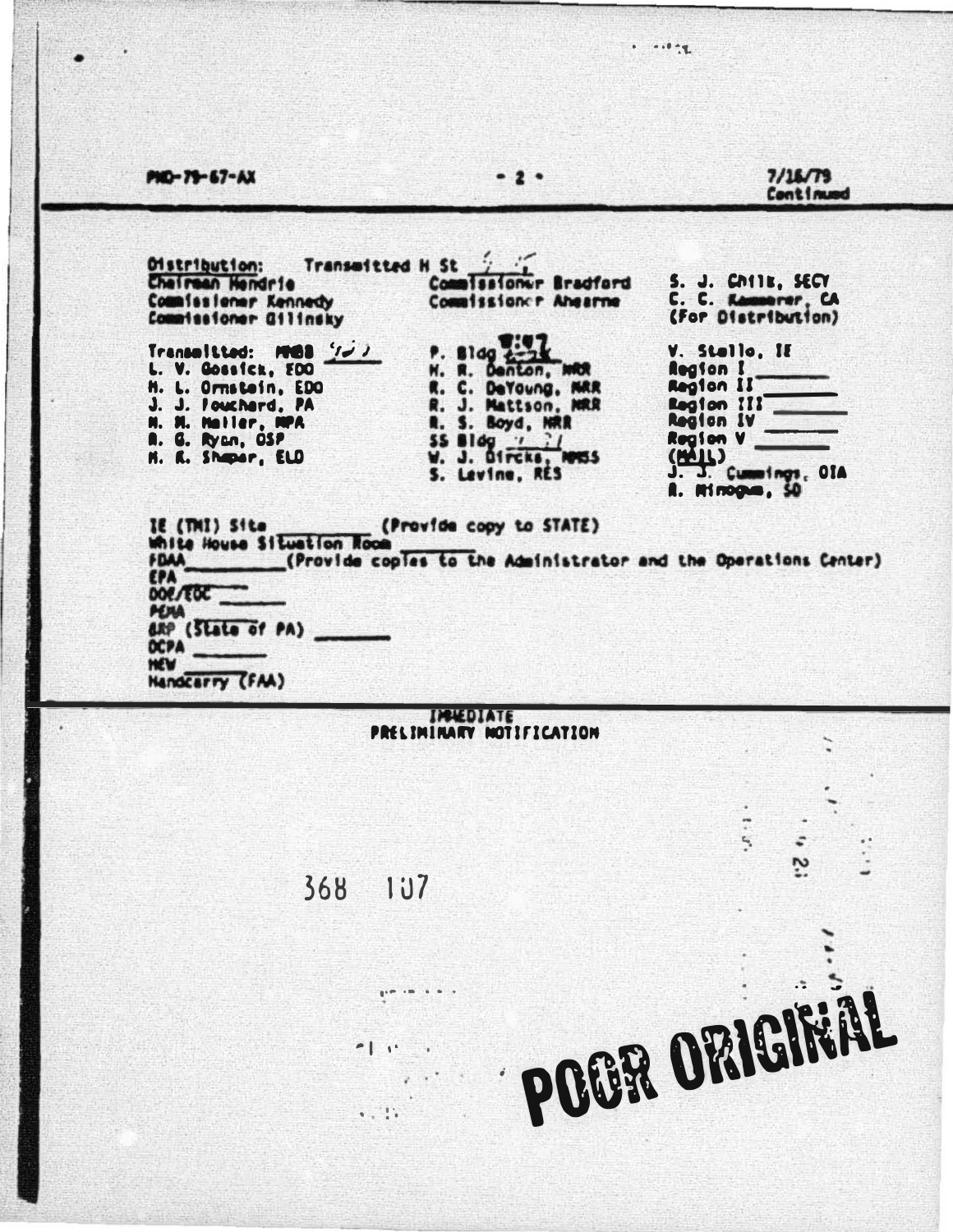PNO-79-67-AX - 2 - 7/16/79 Continued

Distribution: Transmitted H St

Chairman Hendrie
Commissioner Kennedy
Commissioner Gilinsky

Commissioner Bradford
Commissioner Ahearne

S. J. Chilk, SECY
C. C. Kammerer, CA
(For Distribution)

Transmitted: MNBB
L. V. Gossick, EDO
H. L. Ornstein, EDO
J. J. Fouchard, PA
N. M. Haller, MPA
R. G. Ryan, OSP
H. K. Shapar, ELD

P. Bldg
H. R. Denton, NRR
R. C. DeYoung, NRR
R. J. Mattson, NRR
R. S. Boyd, NRR
SS Bldg
W. J. Dircks, NMSS
S. Levine, RES

V. Stello, IE
Region I ______
Region II ______
Region III ______
Region IV ______
Region V ______
(MAIL)
J. J. Cummings, OIA
R. Minogue, SD

IE (TMI) Site ________ (Provide copy to STATE)
White House Situation Room ________
FDAA ________ (Provide copies to the Administrator and the Operations Center)
EPA
DOE/EOC ______
FEMA
BRP (State of PA) ______
OCPA ______
HEW
Handcarry (FAA)

IMMEDIATE
PRELIMINARY NOTIFICATION

368 107

POOR ORIGINAL